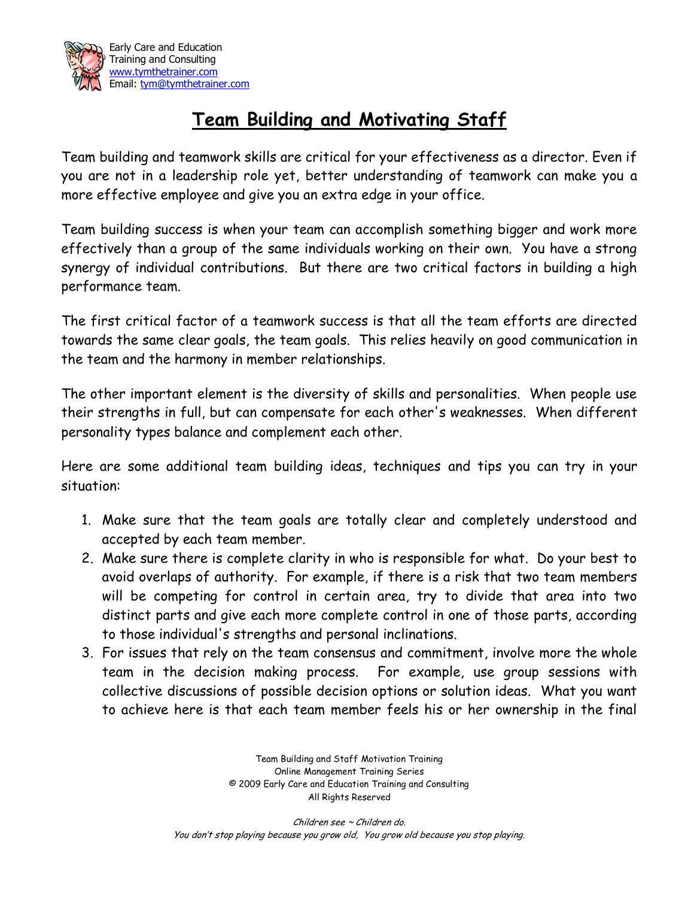Early Care and Education
Training and Consulting
www.tymthetrainer.com
Email: tym@tymthetrainer.com

# Team Building and Motivating Staff

Team building and teamwork skills are critical for your effectiveness as a director. Even if you are not in a leadership role yet, better understanding of teamwork can make you a more effective employee and give you an extra edge in your office.

Team building success is when your team can accomplish something bigger and work more effectively than a group of the same individuals working on their own. You have a strong synergy of individual contributions. But there are two critical factors in building a high performance team.

The first critical factor of a teamwork success is that all the team efforts are directed towards the same clear goals, the team goals. This relies heavily on good communication in the team and the harmony in member relationships.

The other important element is the diversity of skills and personalities. When people use their strengths in full, but can compensate for each other's weaknesses. When different personality types balance and complement each other.

Here are some additional team building ideas, techniques and tips you can try in your situation:

1. Make sure that the team goals are totally clear and completely understood and accepted by each team member.
2. Make sure there is complete clarity in who is responsible for what. Do your best to avoid overlaps of authority. For example, if there is a risk that two team members will be competing for control in certain area, try to divide that area into two distinct parts and give each more complete control in one of those parts, according to those individual's strengths and personal inclinations.
3. For issues that rely on the team consensus and commitment, involve more the whole team in the decision making process. For example, use group sessions with collective discussions of possible decision options or solution ideas. What you want to achieve here is that each team member feels his or her ownership in the final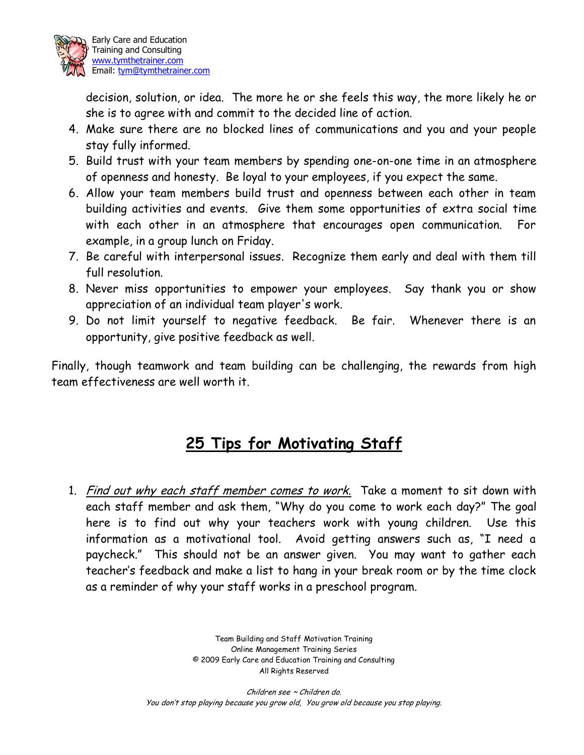decision, solution, or idea. The more he or she feels this way, the more likely he or she is to agree with and commit to the decided line of action.

4. Make sure there are no blocked lines of communications and you and your people stay fully informed.
5. Build trust with your team members by spending one-on-one time in an atmosphere of openness and honesty. Be loyal to your employees, if you expect the same.
6. Allow your team members build trust and openness between each other in team building activities and events. Give them some opportunities of extra social time with each other in an atmosphere that encourages open communication. For example, in a group lunch on Friday.
7. Be careful with interpersonal issues. Recognize them early and deal with them till full resolution.
8. Never miss opportunities to empower your employees. Say thank you or show appreciation of an individual team player's work.
9. Do not limit yourself to negative feedback. Be fair. Whenever there is an opportunity, give positive feedback as well.

Finally, though teamwork and team building can be challenging, the rewards from high team effectiveness are well worth it.

## 25 Tips for Motivating Staff

1. *Find out why each staff member comes to work.* Take a moment to sit down with each staff member and ask them, "Why do you come to work each day?" The goal here is to find out why your teachers work with young children. Use this information as a motivational tool. Avoid getting answers such as, "I need a paycheck." This should not be an answer given. You may want to gather each teacher's feedback and make a list to hang in your break room or by the time clock as a reminder of why your staff works in a preschool program.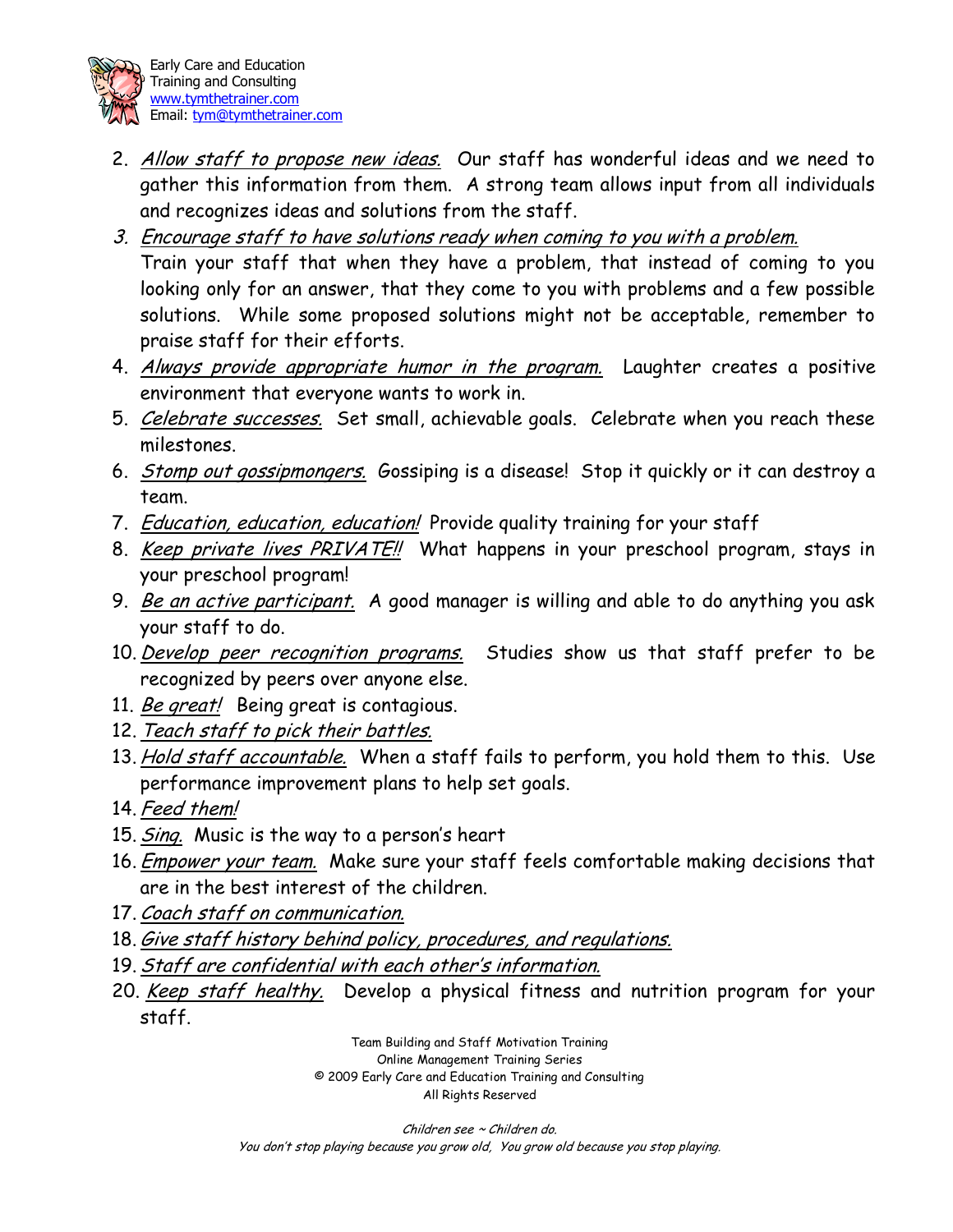2. *Allow staff to propose new ideas.* Our staff has wonderful ideas and we need to gather this information from them. A strong team allows input from all individuals and recognizes ideas and solutions from the staff.
3. *Encourage staff to have solutions ready when coming to you with a problem.* Train your staff that when they have a problem, that instead of coming to you looking only for an answer, that they come to you with problems and a few possible solutions. While some proposed solutions might not be acceptable, remember to praise staff for their efforts.
4. *Always provide appropriate humor in the program.* Laughter creates a positive environment that everyone wants to work in.
5. *Celebrate successes.* Set small, achievable goals. Celebrate when you reach these milestones.
6. *Stomp out gossipmongers.* Gossiping is a disease! Stop it quickly or it can destroy a team.
7. *Education, education, education!* Provide quality training for your staff
8. *Keep private lives PRIVATE!!* What happens in your preschool program, stays in your preschool program!
9. *Be an active participant.* A good manager is willing and able to do anything you ask your staff to do.
10. *Develop peer recognition programs.* Studies show us that staff prefer to be recognized by peers over anyone else.
11. *Be great!* Being great is contagious.
12. *Teach staff to pick their battles.*
13. *Hold staff accountable.* When a staff fails to perform, you hold them to this. Use performance improvement plans to help set goals.
14. *Feed them!*
15. *Sing.* Music is the way to a person's heart
16. *Empower your team.* Make sure your staff feels comfortable making decisions that are in the best interest of the children.
17. *Coach staff on communication.*
18. *Give staff history behind policy, procedures, and regulations.*
19. *Staff are confidential with each other's information.*
20. *Keep staff healthy.* Develop a physical fitness and nutrition program for your staff.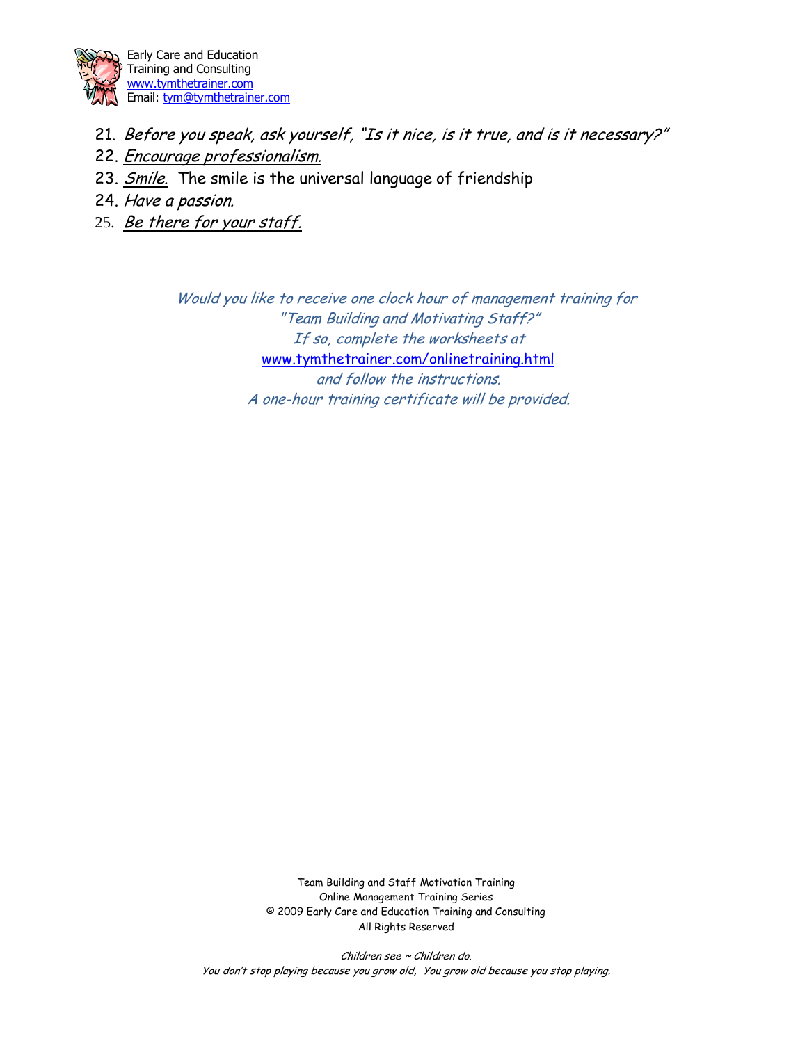21. *Before you speak, ask yourself, "Is it nice, is it true, and is it necessary?"*
22. *Encourage professionalism.*
23. *Smile.* The smile is the universal language of friendship
24. *Have a passion.*
25. *Be there for your staff.*

*Would you like to receive one clock hour of management training for "Team Building and Motivating Staff?" If so, complete the worksheets at* www.tymthetrainer.com/onlinetraining.html *and follow the instructions. A one-hour training certificate will be provided.*